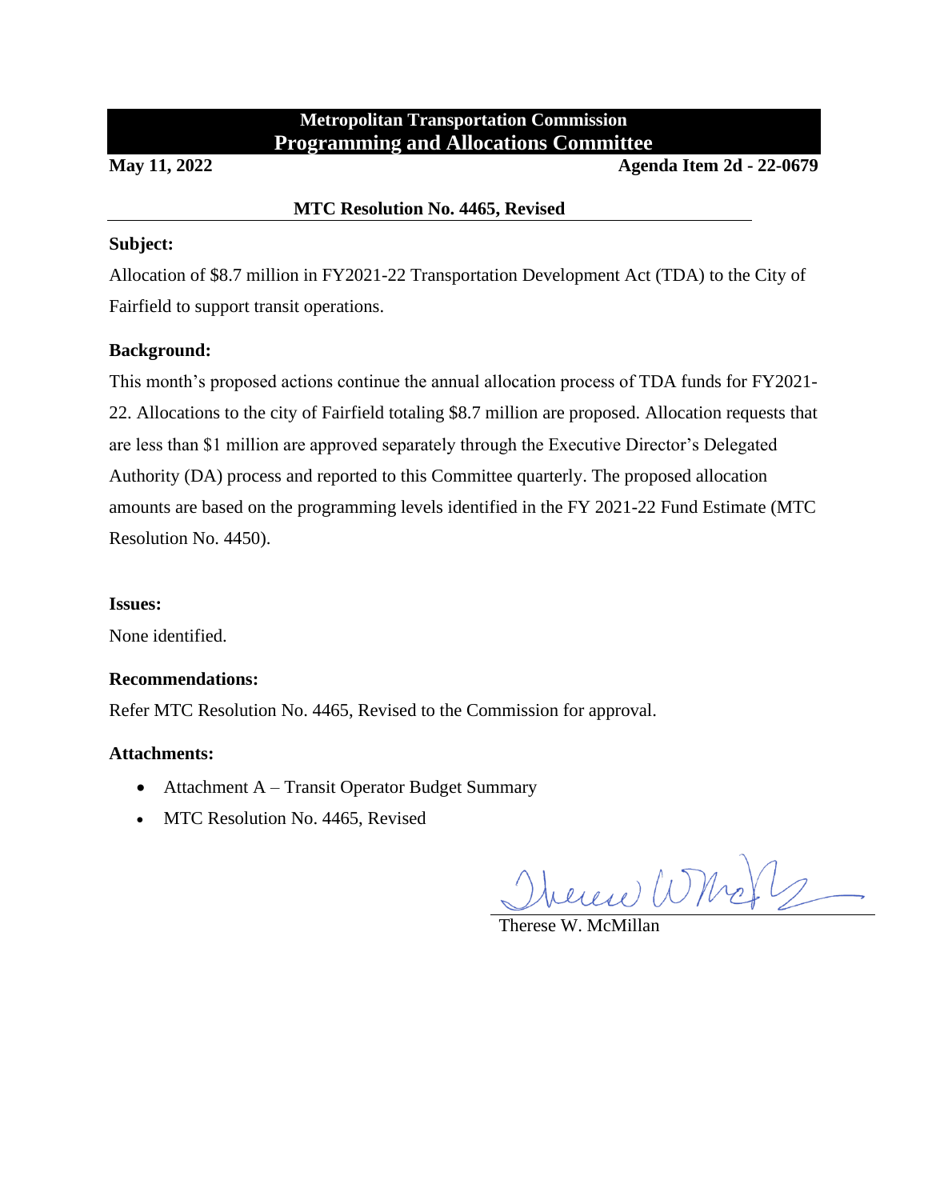**Metropolitan Transportation Commission**
**Programming and Allocations Committee**

**May 11, 2022** **Agenda Item 2d - 22-0679**

**MTC Resolution No. 4465, Revised**

**Subject:**

Allocation of $8.7 million in FY2021-22 Transportation Development Act (TDA) to the City of Fairfield to support transit operations.

**Background:**

This month's proposed actions continue the annual allocation process of TDA funds for FY2021-22. Allocations to the city of Fairfield totaling $8.7 million are proposed. Allocation requests that are less than $1 million are approved separately through the Executive Director's Delegated Authority (DA) process and reported to this Committee quarterly. The proposed allocation amounts are based on the programming levels identified in the FY 2021-22 Fund Estimate (MTC Resolution No. 4450).

**Issues:**

None identified.

**Recommendations:**

Refer MTC Resolution No. 4465, Revised to the Commission for approval.

**Attachments:**

- Attachment A – Transit Operator Budget Summary
- MTC Resolution No. 4465, Revised

Therese W. McMillan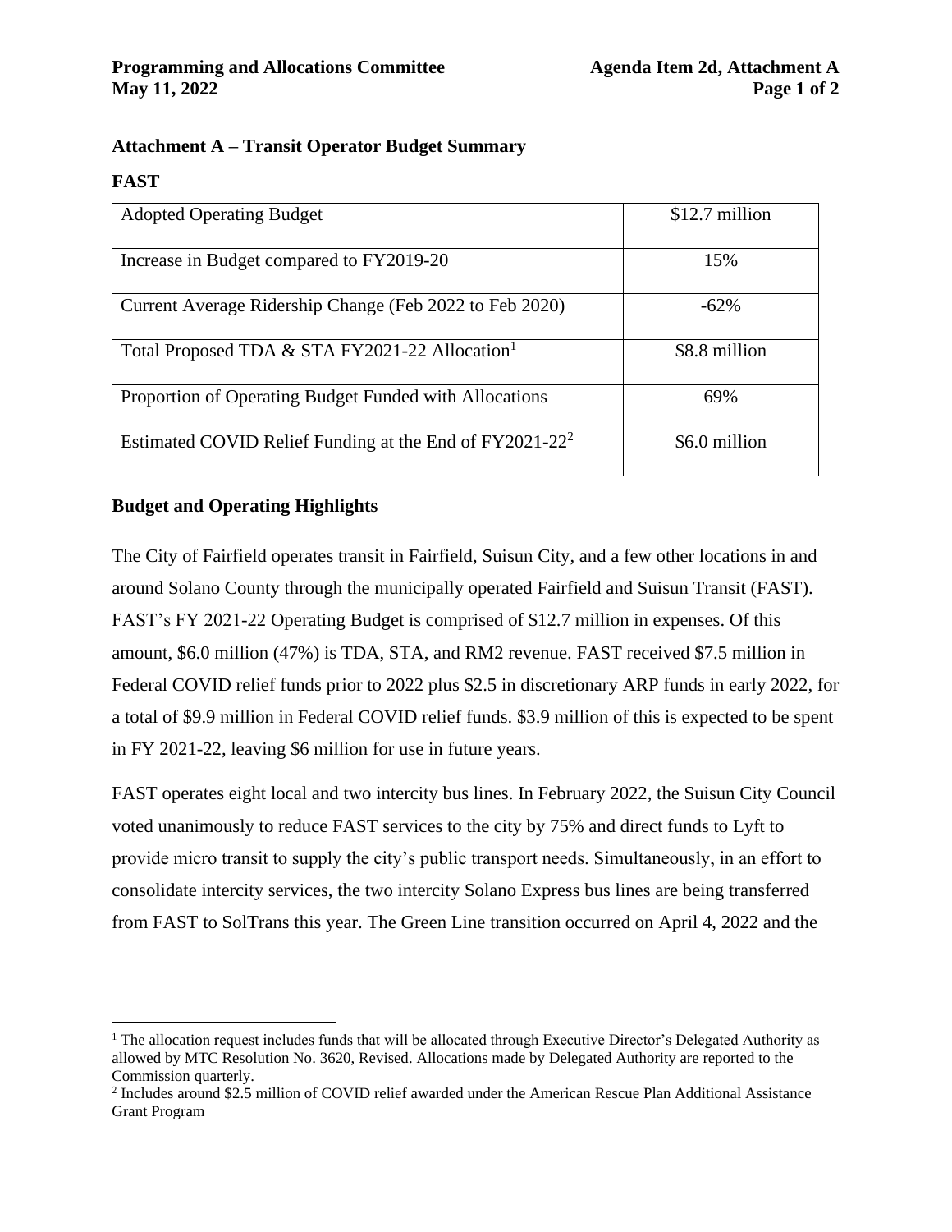## Attachment A – Transit Operator Budget Summary

### FAST

| | |
|---|---|
| Adopted Operating Budget | \$12.7 million |
| Increase in Budget compared to FY2019-20 | 15% |
| Current Average Ridership Change (Feb 2022 to Feb 2020) | -62% |
| Total Proposed TDA & STA FY2021-22 Allocation[1] | \$8.8 million |
| Proportion of Operating Budget Funded with Allocations | 69% |
| Estimated COVID Relief Funding at the End of FY2021-22[2] | \$6.0 million |

### Budget and Operating Highlights

The City of Fairfield operates transit in Fairfield, Suisun City, and a few other locations in and around Solano County through the municipally operated Fairfield and Suisun Transit (FAST). FAST's FY 2021-22 Operating Budget is comprised of \$12.7 million in expenses. Of this amount, \$6.0 million (47%) is TDA, STA, and RM2 revenue. FAST received \$7.5 million in Federal COVID relief funds prior to 2022 plus \$2.5 in discretionary ARP funds in early 2022, for a total of \$9.9 million in Federal COVID relief funds. \$3.9 million of this is expected to be spent in FY 2021-22, leaving \$6 million for use in future years.

FAST operates eight local and two intercity bus lines. In February 2022, the Suisun City Council voted unanimously to reduce FAST services to the city by 75% and direct funds to Lyft to provide micro transit to supply the city's public transport needs. Simultaneously, in an effort to consolidate intercity services, the two intercity Solano Express bus lines are being transferred from FAST to SolTrans this year. The Green Line transition occurred on April 4, 2022 and the

[1] The allocation request includes funds that will be allocated through Executive Director's Delegated Authority as allowed by MTC Resolution No. 3620, Revised. Allocations made by Delegated Authority are reported to the Commission quarterly.

[2] Includes around \$2.5 million of COVID relief awarded under the American Rescue Plan Additional Assistance Grant Program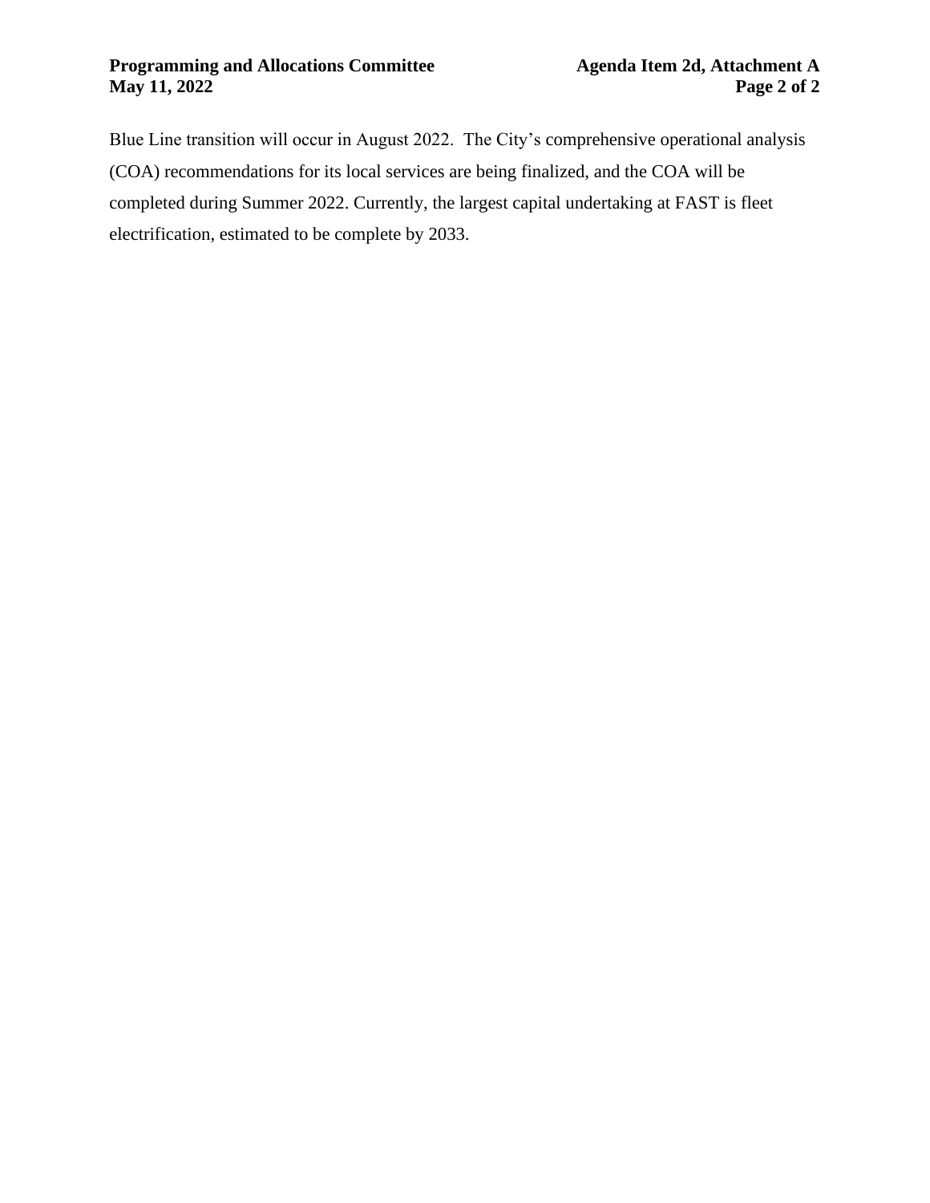Blue Line transition will occur in August 2022. The City's comprehensive operational analysis (COA) recommendations for its local services are being finalized, and the COA will be completed during Summer 2022. Currently, the largest capital undertaking at FAST is fleet electrification, estimated to be complete by 2033.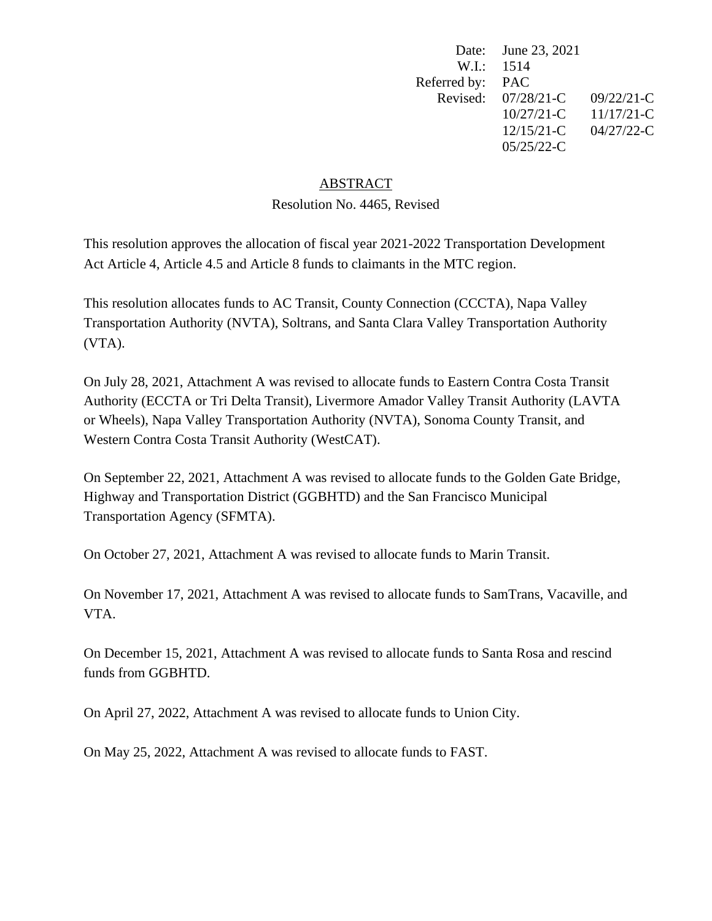Date: June 23, 2021
W.I.: 1514
Referred by: PAC
Revised: 07/28/21-C 09/22/21-C
10/27/21-C 11/17/21-C
12/15/21-C 04/27/22-C
05/25/22-C

## ABSTRACT

Resolution No. 4465, Revised

This resolution approves the allocation of fiscal year 2021-2022 Transportation Development Act Article 4, Article 4.5 and Article 8 funds to claimants in the MTC region.

This resolution allocates funds to AC Transit, County Connection (CCCTA), Napa Valley Transportation Authority (NVTA), Soltrans, and Santa Clara Valley Transportation Authority (VTA).

On July 28, 2021, Attachment A was revised to allocate funds to Eastern Contra Costa Transit Authority (ECCTA or Tri Delta Transit), Livermore Amador Valley Transit Authority (LAVTA or Wheels), Napa Valley Transportation Authority (NVTA), Sonoma County Transit, and Western Contra Costa Transit Authority (WestCAT).

On September 22, 2021, Attachment A was revised to allocate funds to the Golden Gate Bridge, Highway and Transportation District (GGBHTD) and the San Francisco Municipal Transportation Agency (SFMTA).

On October 27, 2021, Attachment A was revised to allocate funds to Marin Transit.

On November 17, 2021, Attachment A was revised to allocate funds to SamTrans, Vacaville, and VTA.

On December 15, 2021, Attachment A was revised to allocate funds to Santa Rosa and rescind funds from GGBHTD.

On April 27, 2022, Attachment A was revised to allocate funds to Union City.

On May 25, 2022, Attachment A was revised to allocate funds to FAST.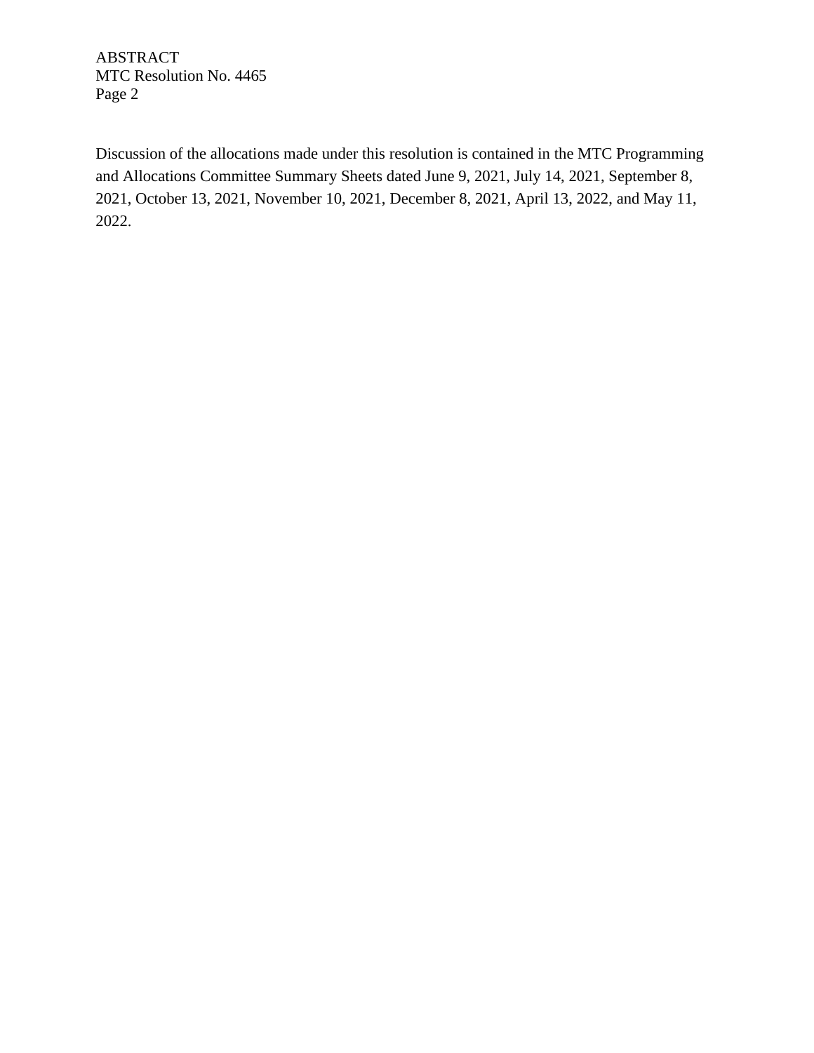Discussion of the allocations made under this resolution is contained in the MTC Programming and Allocations Committee Summary Sheets dated June 9, 2021, July 14, 2021, September 8, 2021, October 13, 2021, November 10, 2021, December 8, 2021, April 13, 2022, and May 11, 2022.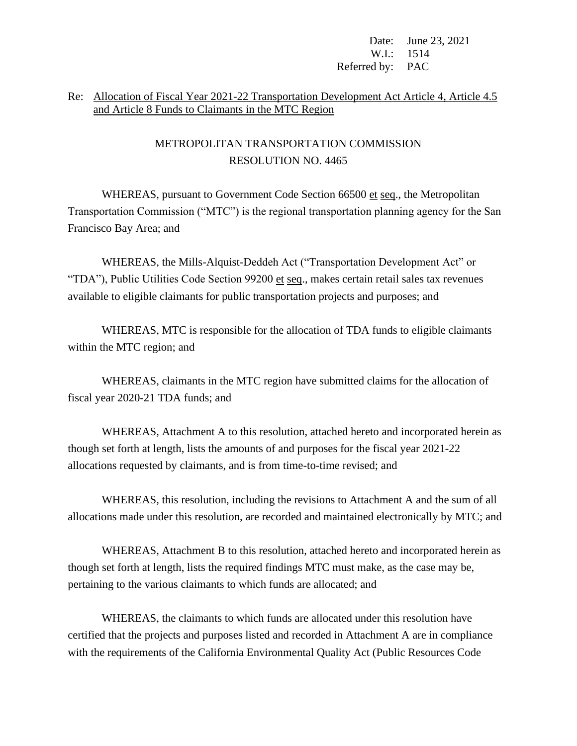Date: June 23, 2021
W.I.: 1514
Referred by: PAC

Re: Allocation of Fiscal Year 2021-22 Transportation Development Act Article 4, Article 4.5 and Article 8 Funds to Claimants in the MTC Region

# METROPOLITAN TRANSPORTATION COMMISSION
## RESOLUTION NO. 4465

WHEREAS, pursuant to Government Code Section 66500 et seq., the Metropolitan Transportation Commission ("MTC") is the regional transportation planning agency for the San Francisco Bay Area; and

WHEREAS, the Mills-Alquist-Deddeh Act ("Transportation Development Act" or "TDA"), Public Utilities Code Section 99200 et seq., makes certain retail sales tax revenues available to eligible claimants for public transportation projects and purposes; and

WHEREAS, MTC is responsible for the allocation of TDA funds to eligible claimants within the MTC region; and

WHEREAS, claimants in the MTC region have submitted claims for the allocation of fiscal year 2020-21 TDA funds; and

WHEREAS, Attachment A to this resolution, attached hereto and incorporated herein as though set forth at length, lists the amounts of and purposes for the fiscal year 2021-22 allocations requested by claimants, and is from time-to-time revised; and

WHEREAS, this resolution, including the revisions to Attachment A and the sum of all allocations made under this resolution, are recorded and maintained electronically by MTC; and

WHEREAS, Attachment B to this resolution, attached hereto and incorporated herein as though set forth at length, lists the required findings MTC must make, as the case may be, pertaining to the various claimants to which funds are allocated; and

WHEREAS, the claimants to which funds are allocated under this resolution have certified that the projects and purposes listed and recorded in Attachment A are in compliance with the requirements of the California Environmental Quality Act (Public Resources Code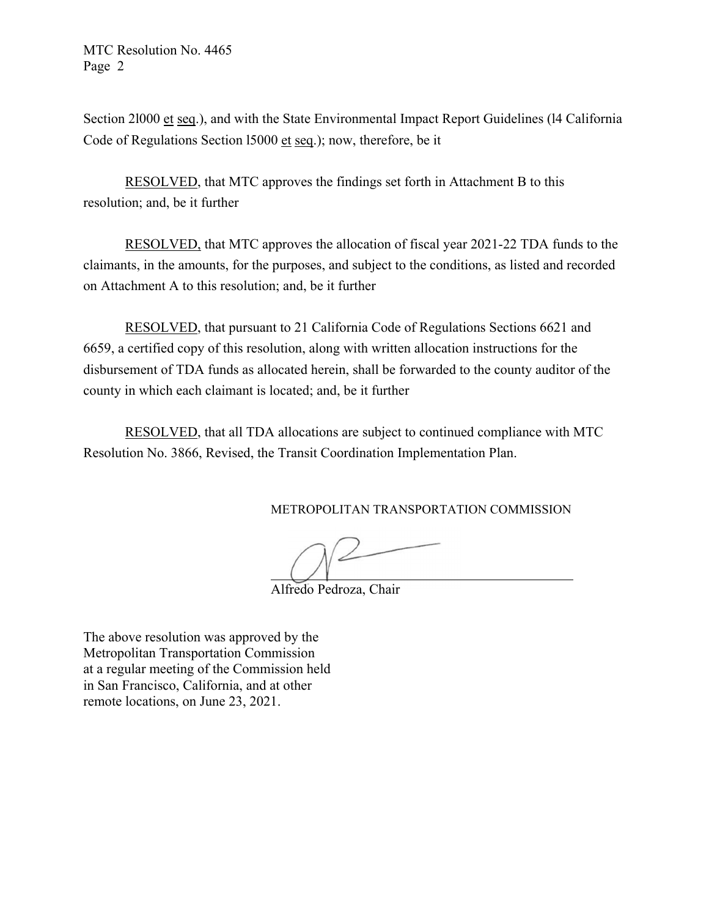Section 21000 <u>et</u> <u>seq</u>.), and with the State Environmental Impact Report Guidelines (14 California Code of Regulations Section 15000 <u>et</u> <u>seq</u>.); now, therefore, be it

<u>RESOLVED</u>, that MTC approves the findings set forth in Attachment B to this resolution; and, be it further

<u>RESOLVED,</u> that MTC approves the allocation of fiscal year 2021-22 TDA funds to the claimants, in the amounts, for the purposes, and subject to the conditions, as listed and recorded on Attachment A to this resolution; and, be it further

<u>RESOLVED</u>, that pursuant to 21 California Code of Regulations Sections 6621 and 6659, a certified copy of this resolution, along with written allocation instructions for the disbursement of TDA funds as allocated herein, shall be forwarded to the county auditor of the county in which each claimant is located; and, be it further

<u>RESOLVED</u>, that all TDA allocations are subject to continued compliance with MTC Resolution No. 3866, Revised, the Transit Coordination Implementation Plan.

METROPOLITAN TRANSPORTATION COMMISSION

\_\_\_\_\_\_\_\_\_\_\_\_\_\_\_\_\_\_\_\_\_\_\_\_\_\_\_\_\_\_\_\_\_\_\_\_\_\_\_\_

Alfredo Pedroza, Chair

The above resolution was approved by the Metropolitan Transportation Commission at a regular meeting of the Commission held in San Francisco, California, and at other remote locations, on June 23, 2021.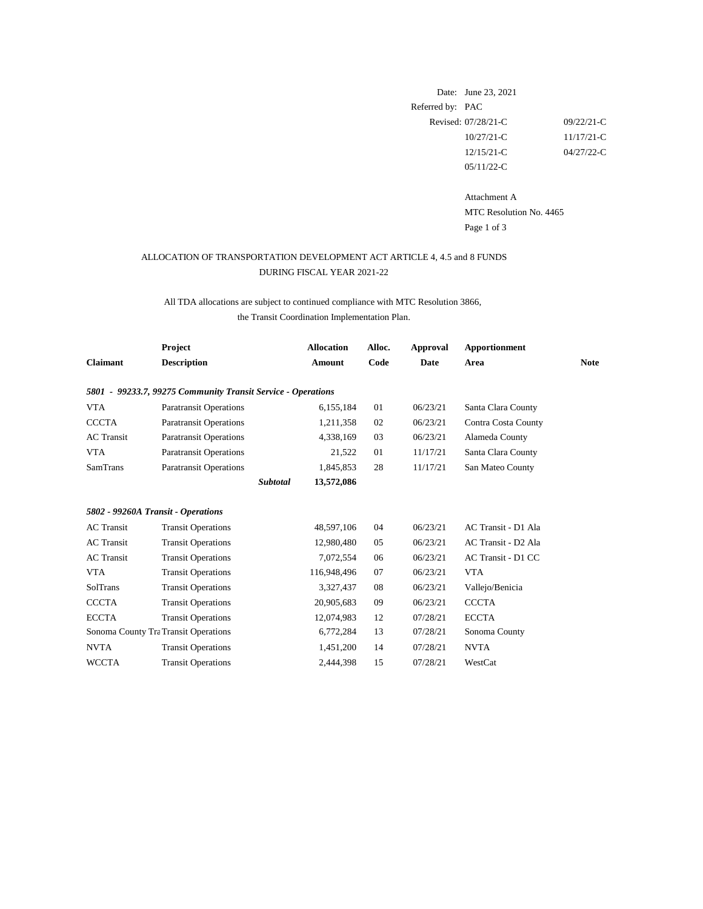Date: June 23, 2021
Referred by: PAC
Revised: 07/28/21-C 09/22/21-C
10/27/21-C 11/17/21-C
12/15/21-C 04/27/22-C
05/11/22-C

Attachment A
MTC Resolution No. 4465

ALLOCATION OF TRANSPORTATION DEVELOPMENT ACT ARTICLE 4, 4.5 and 8 FUNDS
DURING FISCAL YEAR 2021-22

All TDA allocations are subject to continued compliance with MTC Resolution 3866,
the Transit Coordination Implementation Plan.

| Claimant | Project Description | Allocation Amount | Alloc. Code | Approval Date | Apportionment Area | Note |
|---|---|---|---|---|---|---|
| ***5801 - 99233.7, 99275 Community Transit Service - Operations*** | | | | | | |
| VTA | Paratransit Operations | 6,155,184 | 01 | 06/23/21 | Santa Clara County | |
| CCCTA | Paratransit Operations | 1,211,358 | 02 | 06/23/21 | Contra Costa County | |
| AC Transit | Paratransit Operations | 4,338,169 | 03 | 06/23/21 | Alameda County | |
| VTA | Paratransit Operations | 21,522 | 01 | 11/17/21 | Santa Clara County | |
| SamTrans | Paratransit Operations | 1,845,853 | 28 | 11/17/21 | San Mateo County | |
| | ***Subtotal*** | **13,572,086** | | | | |
| ***5802 - 99260A Transit - Operations*** | | | | | | |
| AC Transit | Transit Operations | 48,597,106 | 04 | 06/23/21 | AC Transit - D1 Ala | |
| AC Transit | Transit Operations | 12,980,480 | 05 | 06/23/21 | AC Transit - D2 Ala | |
| AC Transit | Transit Operations | 7,072,554 | 06 | 06/23/21 | AC Transit - D1 CC | |
| VTA | Transit Operations | 116,948,496 | 07 | 06/23/21 | VTA | |
| SolTrans | Transit Operations | 3,327,437 | 08 | 06/23/21 | Vallejo/Benicia | |
| CCCTA | Transit Operations | 20,905,683 | 09 | 06/23/21 | CCCTA | |
| ECCTA | Transit Operations | 12,074,983 | 12 | 07/28/21 | ECCTA | |
| Sonoma County Tra | Transit Operations | 6,772,284 | 13 | 07/28/21 | Sonoma County | |
| NVTA | Transit Operations | 1,451,200 | 14 | 07/28/21 | NVTA | |
| WCCTA | Transit Operations | 2,444,398 | 15 | 07/28/21 | WestCat | |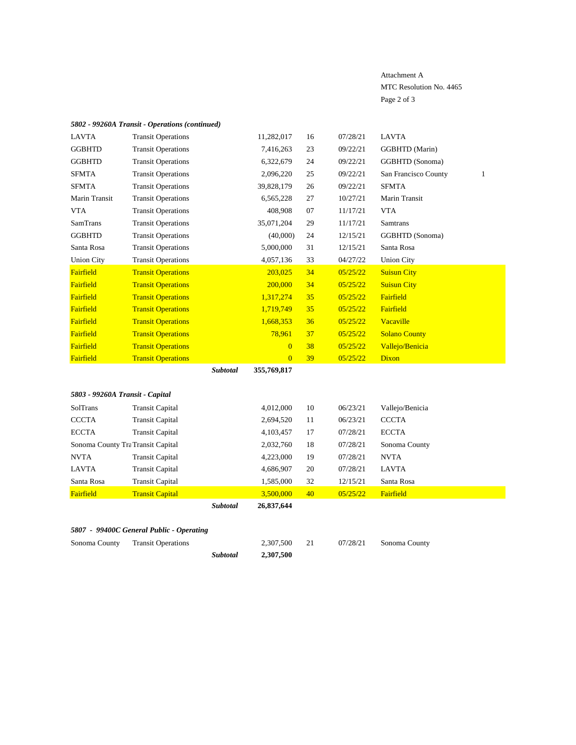Attachment A
MTC Resolution No. 4465

***5802 - 99260A Transit - Operations (continued)***

| | | | | | | | |
|---|---|---|---|---|---|---|---|
| LAVTA | Transit Operations | | 11,282,017 | 16 | 07/28/21 | LAVTA | |
| GGBHTD | Transit Operations | | 7,416,263 | 23 | 09/22/21 | GGBHTD (Marin) | |
| GGBHTD | Transit Operations | | 6,322,679 | 24 | 09/22/21 | GGBHTD (Sonoma) | |
| SFMTA | Transit Operations | | 2,096,220 | 25 | 09/22/21 | San Francisco County | 1 |
| SFMTA | Transit Operations | | 39,828,179 | 26 | 09/22/21 | SFMTA | |
| Marin Transit | Transit Operations | | 6,565,228 | 27 | 10/27/21 | Marin Transit | |
| VTA | Transit Operations | | 408,908 | 07 | 11/17/21 | VTA | |
| SamTrans | Transit Operations | | 35,071,204 | 29 | 11/17/21 | Samtrans | |
| GGBHTD | Transit Operations | | (40,000) | 24 | 12/15/21 | GGBHTD (Sonoma) | |
| Santa Rosa | Transit Operations | | 5,000,000 | 31 | 12/15/21 | Santa Rosa | |
| Union City | Transit Operations | | 4,057,136 | 33 | 04/27/22 | Union City | |
| Fairfield | Transit Operations | | 203,025 | 34 | 05/25/22 | Suisun City | |
| Fairfield | Transit Operations | | 200,000 | 34 | 05/25/22 | Suisun City | |
| Fairfield | Transit Operations | | 1,317,274 | 35 | 05/25/22 | Fairfield | |
| Fairfield | Transit Operations | | 1,719,749 | 35 | 05/25/22 | Fairfield | |
| Fairfield | Transit Operations | | 1,668,353 | 36 | 05/25/22 | Vacaville | |
| Fairfield | Transit Operations | | 78,961 | 37 | 05/25/22 | Solano County | |
| Fairfield | Transit Operations | | 0 | 38 | 05/25/22 | Vallejo/Benicia | |
| Fairfield | Transit Operations | | 0 | 39 | 05/25/22 | Dixon | |
| | | ***Subtotal*** | **355,769,817** | | | | |

***5803 - 99260A Transit - Capital***

| | | | | | | |
|---|---|---|---|---|---|---|
| SolTrans | Transit Capital | | 4,012,000 | 10 | 06/23/21 | Vallejo/Benicia |
| CCCTA | Transit Capital | | 2,694,520 | 11 | 06/23/21 | CCCTA |
| ECCTA | Transit Capital | | 4,103,457 | 17 | 07/28/21 | ECCTA |
| Sonoma County Tra | Transit Capital | | 2,032,760 | 18 | 07/28/21 | Sonoma County |
| NVTA | Transit Capital | | 4,223,000 | 19 | 07/28/21 | NVTA |
| LAVTA | Transit Capital | | 4,686,907 | 20 | 07/28/21 | LAVTA |
| Santa Rosa | Transit Capital | | 1,585,000 | 32 | 12/15/21 | Santa Rosa |
| Fairfield | Transit Capital | | 3,500,000 | 40 | 05/25/22 | Fairfield |
| | | ***Subtotal*** | **26,837,644** | | | |

***5807 - 99400C General Public - Operating***

| | | | | | | |
|---|---|---|---|---|---|---|
| Sonoma County | Transit Operations | | 2,307,500 | 21 | 07/28/21 | Sonoma County |
| | | ***Subtotal*** | **2,307,500** | | | |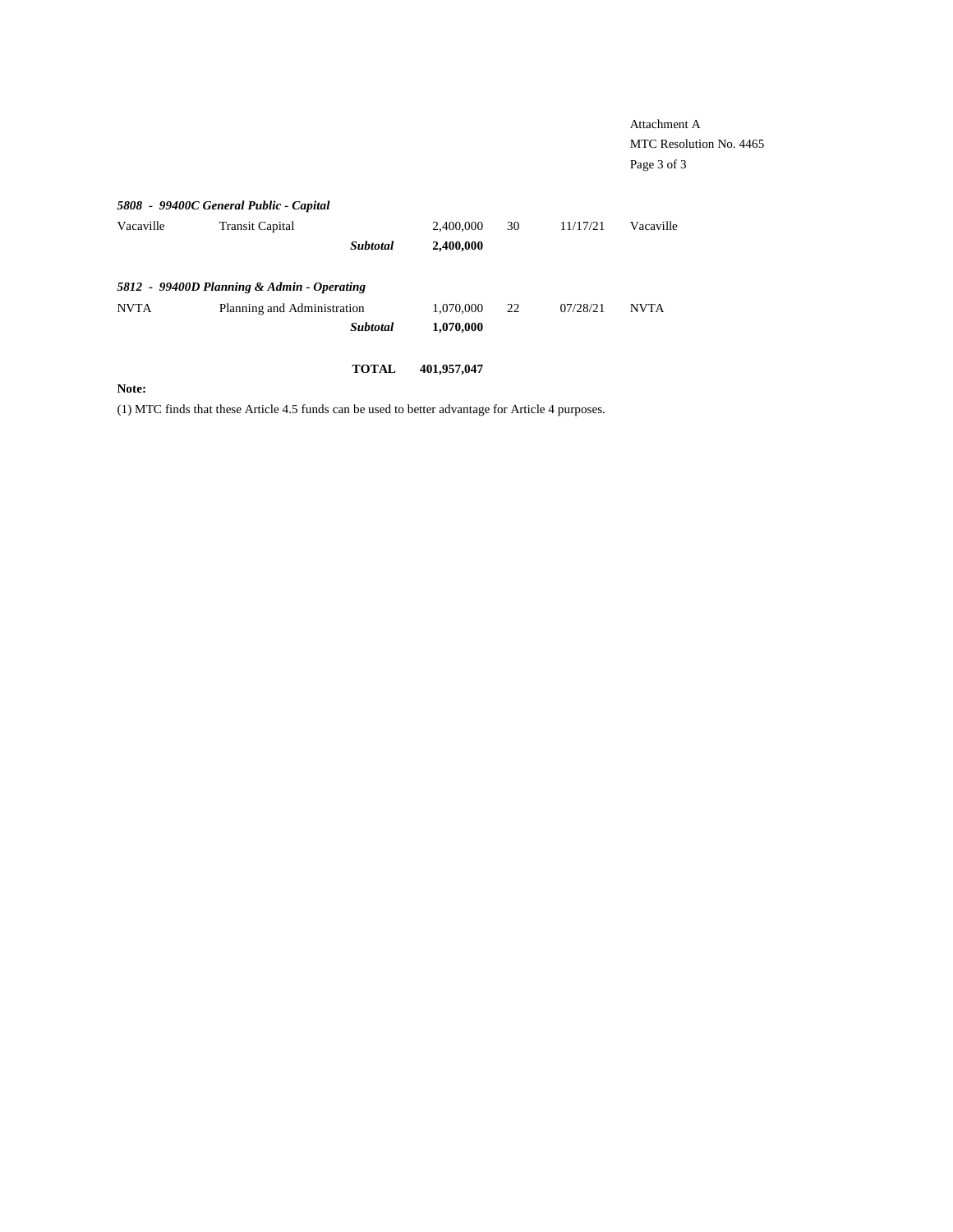Attachment A
MTC Resolution No. 4465

***5808 - 99400C General Public - Capital***

| | | | | | |
|---|---|---|---|---|---|
| Vacaville | Transit Capital | 2,400,000 | 30 | 11/17/21 | Vacaville |
| | ***Subtotal*** | **2,400,000** | | | |

***5812 - 99400D Planning & Admin - Operating***

| | | | | | |
|---|---|---|---|---|---|
| NVTA | Planning and Administration | 1,070,000 | 22 | 07/28/21 | NVTA |
| | ***Subtotal*** | **1,070,000** | | | |
| | **TOTAL** | **401,957,047** | | | |

**Note:**

(1) MTC finds that these Article 4.5 funds can be used to better advantage for Article 4 purposes.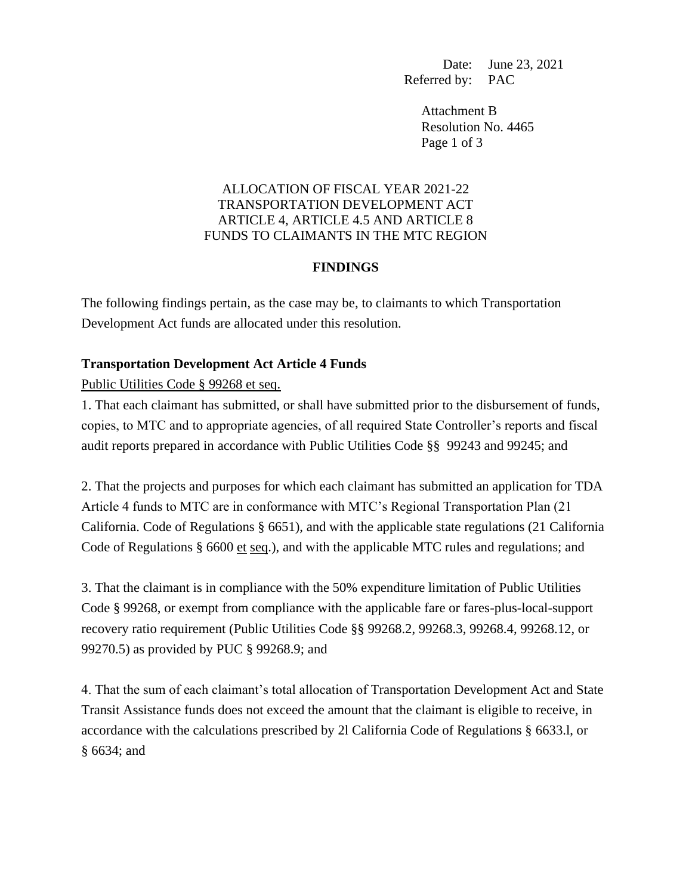Date: June 23, 2021
Referred by: PAC

Attachment B
Resolution No. 4465

ALLOCATION OF FISCAL YEAR 2021-22
TRANSPORTATION DEVELOPMENT ACT
ARTICLE 4, ARTICLE 4.5 AND ARTICLE 8
FUNDS TO CLAIMANTS IN THE MTC REGION

**FINDINGS**

The following findings pertain, as the case may be, to claimants to which Transportation Development Act funds are allocated under this resolution.

**Transportation Development Act Article 4 Funds**

Public Utilities Code § 99268 et seq.

1. That each claimant has submitted, or shall have submitted prior to the disbursement of funds, copies, to MTC and to appropriate agencies, of all required State Controller's reports and fiscal audit reports prepared in accordance with Public Utilities Code §§ 99243 and 99245; and

2. That the projects and purposes for which each claimant has submitted an application for TDA Article 4 funds to MTC are in conformance with MTC's Regional Transportation Plan (21 California. Code of Regulations § 6651), and with the applicable state regulations (21 California Code of Regulations § 6600 et seq.), and with the applicable MTC rules and regulations; and

3. That the claimant is in compliance with the 50% expenditure limitation of Public Utilities Code § 99268, or exempt from compliance with the applicable fare or fares-plus-local-support recovery ratio requirement (Public Utilities Code §§ 99268.2, 99268.3, 99268.4, 99268.12, or 99270.5) as provided by PUC § 99268.9; and

4. That the sum of each claimant's total allocation of Transportation Development Act and State Transit Assistance funds does not exceed the amount that the claimant is eligible to receive, in accordance with the calculations prescribed by 2l California Code of Regulations § 6633.l, or § 6634; and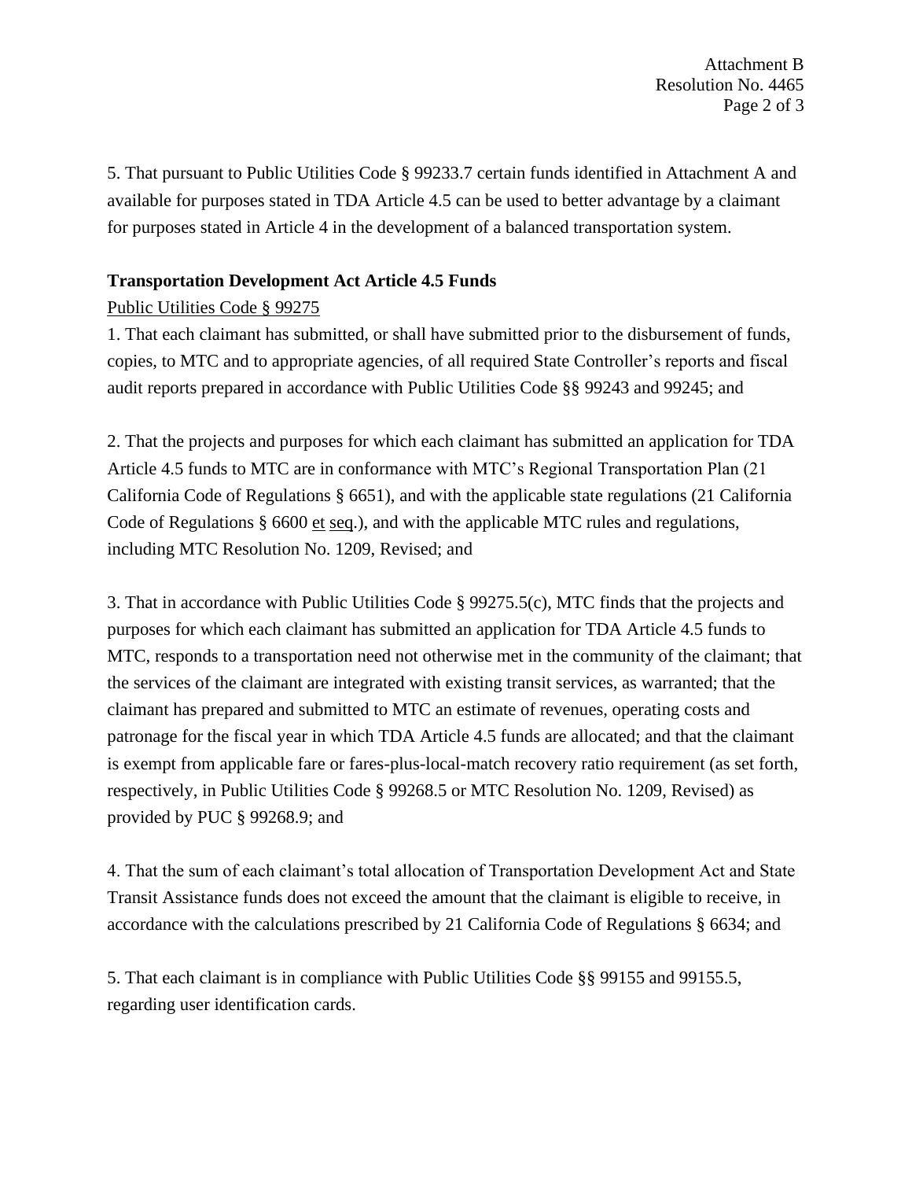5. That pursuant to Public Utilities Code § 99233.7 certain funds identified in Attachment A and available for purposes stated in TDA Article 4.5 can be used to better advantage by a claimant for purposes stated in Article 4 in the development of a balanced transportation system.

**Transportation Development Act Article 4.5 Funds**

Public Utilities Code § 99275

1. That each claimant has submitted, or shall have submitted prior to the disbursement of funds, copies, to MTC and to appropriate agencies, of all required State Controller's reports and fiscal audit reports prepared in accordance with Public Utilities Code §§ 99243 and 99245; and

2. That the projects and purposes for which each claimant has submitted an application for TDA Article 4.5 funds to MTC are in conformance with MTC's Regional Transportation Plan (21 California Code of Regulations § 6651), and with the applicable state regulations (21 California Code of Regulations § 6600 et seq.), and with the applicable MTC rules and regulations, including MTC Resolution No. 1209, Revised; and

3. That in accordance with Public Utilities Code § 99275.5(c), MTC finds that the projects and purposes for which each claimant has submitted an application for TDA Article 4.5 funds to MTC, responds to a transportation need not otherwise met in the community of the claimant; that the services of the claimant are integrated with existing transit services, as warranted; that the claimant has prepared and submitted to MTC an estimate of revenues, operating costs and patronage for the fiscal year in which TDA Article 4.5 funds are allocated; and that the claimant is exempt from applicable fare or fares-plus-local-match recovery ratio requirement (as set forth, respectively, in Public Utilities Code § 99268.5 or MTC Resolution No. 1209, Revised) as provided by PUC § 99268.9; and

4. That the sum of each claimant's total allocation of Transportation Development Act and State Transit Assistance funds does not exceed the amount that the claimant is eligible to receive, in accordance with the calculations prescribed by 21 California Code of Regulations § 6634; and

5. That each claimant is in compliance with Public Utilities Code §§ 99155 and 99155.5, regarding user identification cards.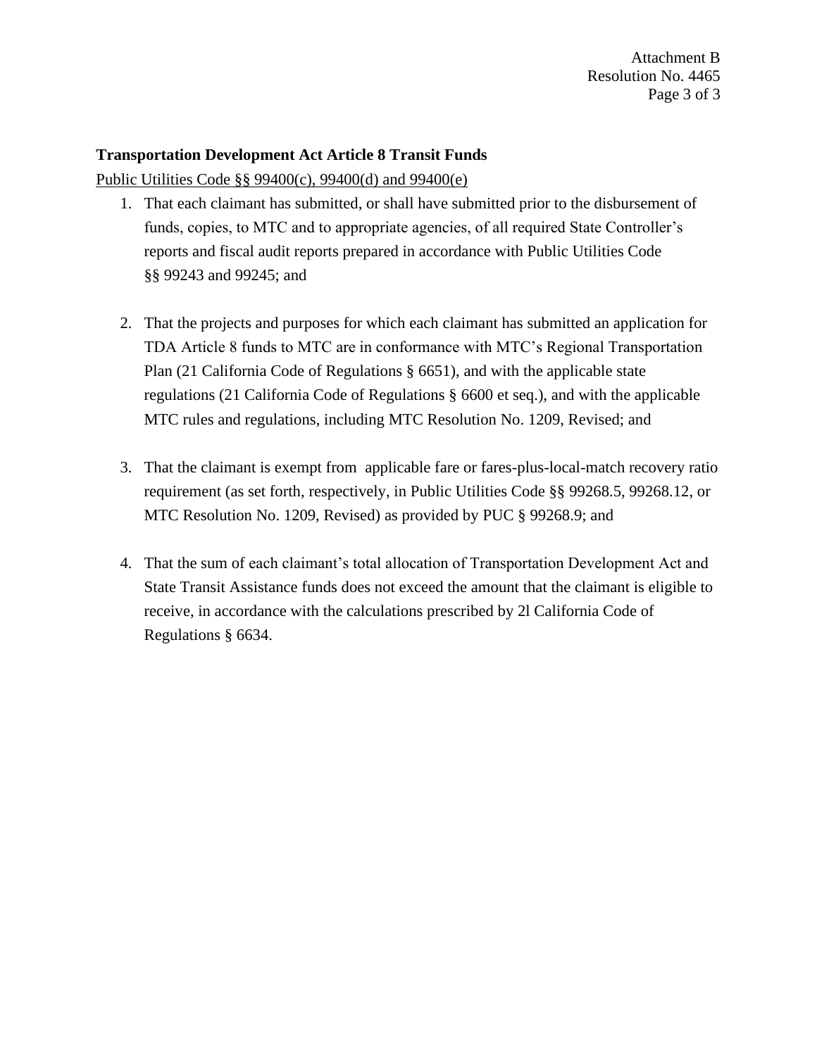**Transportation Development Act Article 8 Transit Funds**

Public Utilities Code §§ 99400(c), 99400(d) and 99400(e)

1. That each claimant has submitted, or shall have submitted prior to the disbursement of funds, copies, to MTC and to appropriate agencies, of all required State Controller's reports and fiscal audit reports prepared in accordance with Public Utilities Code §§ 99243 and 99245; and

2. That the projects and purposes for which each claimant has submitted an application for TDA Article 8 funds to MTC are in conformance with MTC's Regional Transportation Plan (21 California Code of Regulations § 6651), and with the applicable state regulations (21 California Code of Regulations § 6600 et seq.), and with the applicable MTC rules and regulations, including MTC Resolution No. 1209, Revised; and

3. That the claimant is exempt from applicable fare or fares-plus-local-match recovery ratio requirement (as set forth, respectively, in Public Utilities Code §§ 99268.5, 99268.12, or MTC Resolution No. 1209, Revised) as provided by PUC § 99268.9; and

4. That the sum of each claimant's total allocation of Transportation Development Act and State Transit Assistance funds does not exceed the amount that the claimant is eligible to receive, in accordance with the calculations prescribed by 2l California Code of Regulations § 6634.